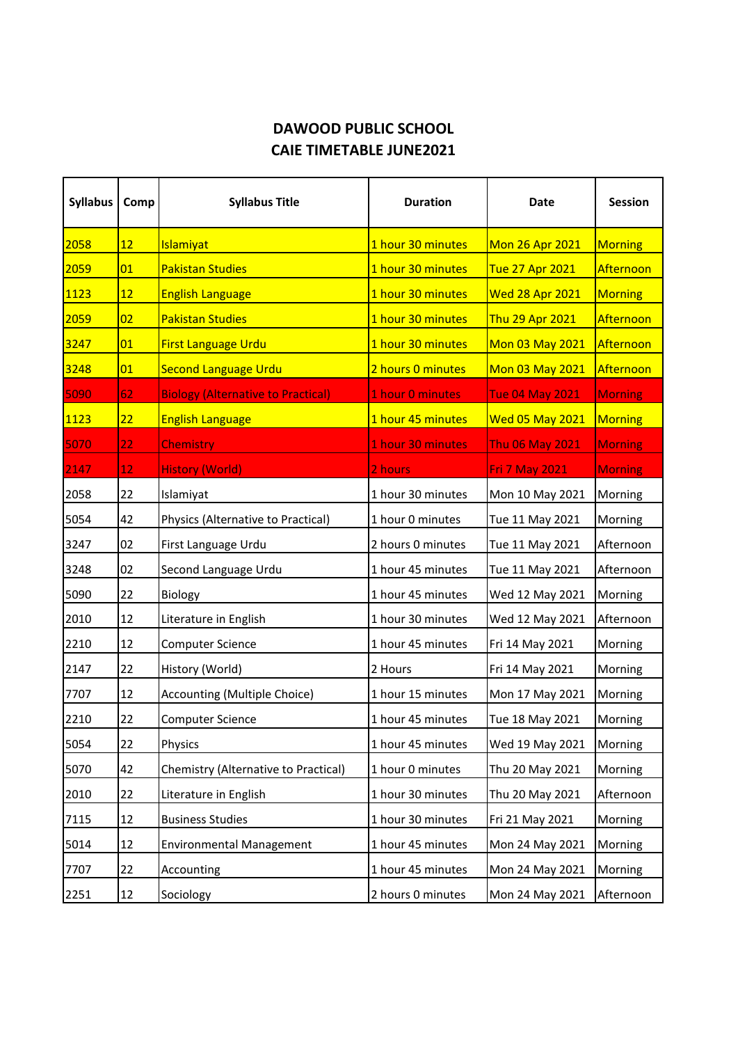# DAWOOD PUBLIC SCHOOL
## CAIE TIMETABLE JUNE2021

| Syllabus | Comp | Syllabus Title | Duration | Date | Session |
|---|---|---|---|---|---|
| 2058 | 12 | Islamiyat | 1 hour 30 minutes | Mon 26 Apr 2021 | Morning |
| 2059 | 01 | Pakistan Studies | 1 hour 30 minutes | Tue 27 Apr 2021 | Afternoon |
| 1123 | 12 | English Language | 1 hour 30 minutes | Wed 28 Apr 2021 | Morning |
| 2059 | 02 | Pakistan Studies | 1 hour 30 minutes | Thu 29 Apr 2021 | Afternoon |
| 3247 | 01 | First Language Urdu | 1 hour 30 minutes | Mon 03 May 2021 | Afternoon |
| 3248 | 01 | Second Language Urdu | 2 hours 0 minutes | Mon 03 May 2021 | Afternoon |
| 5090 | 62 | Biology (Alternative to Practical) | 1 hour 0 minutes | Tue 04 May 2021 | Morning |
| 1123 | 22 | English Language | 1 hour 45 minutes | Wed 05 May 2021 | Morning |
| 5070 | 22 | Chemistry | 1 hour 30 minutes | Thu 06 May 2021 | Morning |
| 2147 | 12 | History (World) | 2 hours | Fri 7 May 2021 | Morning |
| 2058 | 22 | Islamiyat | 1 hour 30 minutes | Mon 10 May 2021 | Morning |
| 5054 | 42 | Physics (Alternative to Practical) | 1 hour 0 minutes | Tue 11 May 2021 | Morning |
| 3247 | 02 | First Language Urdu | 2 hours 0 minutes | Tue 11 May 2021 | Afternoon |
| 3248 | 02 | Second Language Urdu | 1 hour 45 minutes | Tue 11 May 2021 | Afternoon |
| 5090 | 22 | Biology | 1 hour 45 minutes | Wed 12 May 2021 | Morning |
| 2010 | 12 | Literature in English | 1 hour 30 minutes | Wed 12 May 2021 | Afternoon |
| 2210 | 12 | Computer Science | 1 hour 45 minutes | Fri 14 May 2021 | Morning |
| 2147 | 22 | History (World) | 2 Hours | Fri 14 May 2021 | Morning |
| 7707 | 12 | Accounting (Multiple Choice) | 1 hour 15 minutes | Mon 17 May 2021 | Morning |
| 2210 | 22 | Computer Science | 1 hour 45 minutes | Tue 18 May 2021 | Morning |
| 5054 | 22 | Physics | 1 hour 45 minutes | Wed 19 May 2021 | Morning |
| 5070 | 42 | Chemistry (Alternative to Practical) | 1 hour 0 minutes | Thu 20 May 2021 | Morning |
| 2010 | 22 | Literature in English | 1 hour 30 minutes | Thu 20 May 2021 | Afternoon |
| 7115 | 12 | Business Studies | 1 hour 30 minutes | Fri 21 May 2021 | Morning |
| 5014 | 12 | Environmental Management | 1 hour 45 minutes | Mon 24 May 2021 | Morning |
| 7707 | 22 | Accounting | 1 hour 45 minutes | Mon 24 May 2021 | Morning |
| 2251 | 12 | Sociology | 2 hours 0 minutes | Mon 24 May 2021 | Afternoon |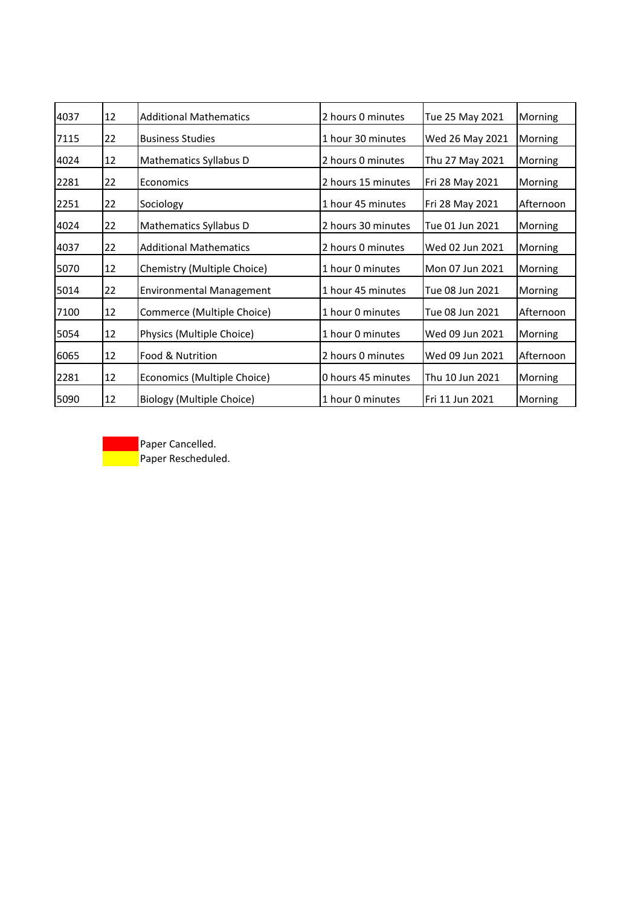| | | | | | |
|---|---|---|---|---|---|
| 4037 | 12 | Additional Mathematics | 2 hours 0 minutes | Tue 25 May 2021 | Morning |
| 7115 | 22 | Business Studies | 1 hour 30 minutes | Wed 26 May 2021 | Morning |
| 4024 | 12 | Mathematics Syllabus D | 2 hours 0 minutes | Thu 27 May 2021 | Morning |
| 2281 | 22 | Economics | 2 hours 15 minutes | Fri 28 May 2021 | Morning |
| 2251 | 22 | Sociology | 1 hour 45 minutes | Fri 28 May 2021 | Afternoon |
| 4024 | 22 | Mathematics Syllabus D | 2 hours 30 minutes | Tue 01 Jun 2021 | Morning |
| 4037 | 22 | Additional Mathematics | 2 hours 0 minutes | Wed 02 Jun 2021 | Morning |
| 5070 | 12 | Chemistry (Multiple Choice) | 1 hour 0 minutes | Mon 07 Jun 2021 | Morning |
| 5014 | 22 | Environmental Management | 1 hour 45 minutes | Tue 08 Jun 2021 | Morning |
| 7100 | 12 | Commerce (Multiple Choice) | 1 hour 0 minutes | Tue 08 Jun 2021 | Afternoon |
| 5054 | 12 | Physics (Multiple Choice) | 1 hour 0 minutes | Wed 09 Jun 2021 | Morning |
| 6065 | 12 | Food & Nutrition | 2 hours 0 minutes | Wed 09 Jun 2021 | Afternoon |
| 2281 | 12 | Economics (Multiple Choice) | 0 hours 45 minutes | Thu 10 Jun 2021 | Morning |
| 5090 | 12 | Biology (Multiple Choice) | 1 hour 0 minutes | Fri 11 Jun 2021 | Morning |

Paper Cancelled.

Paper Rescheduled.